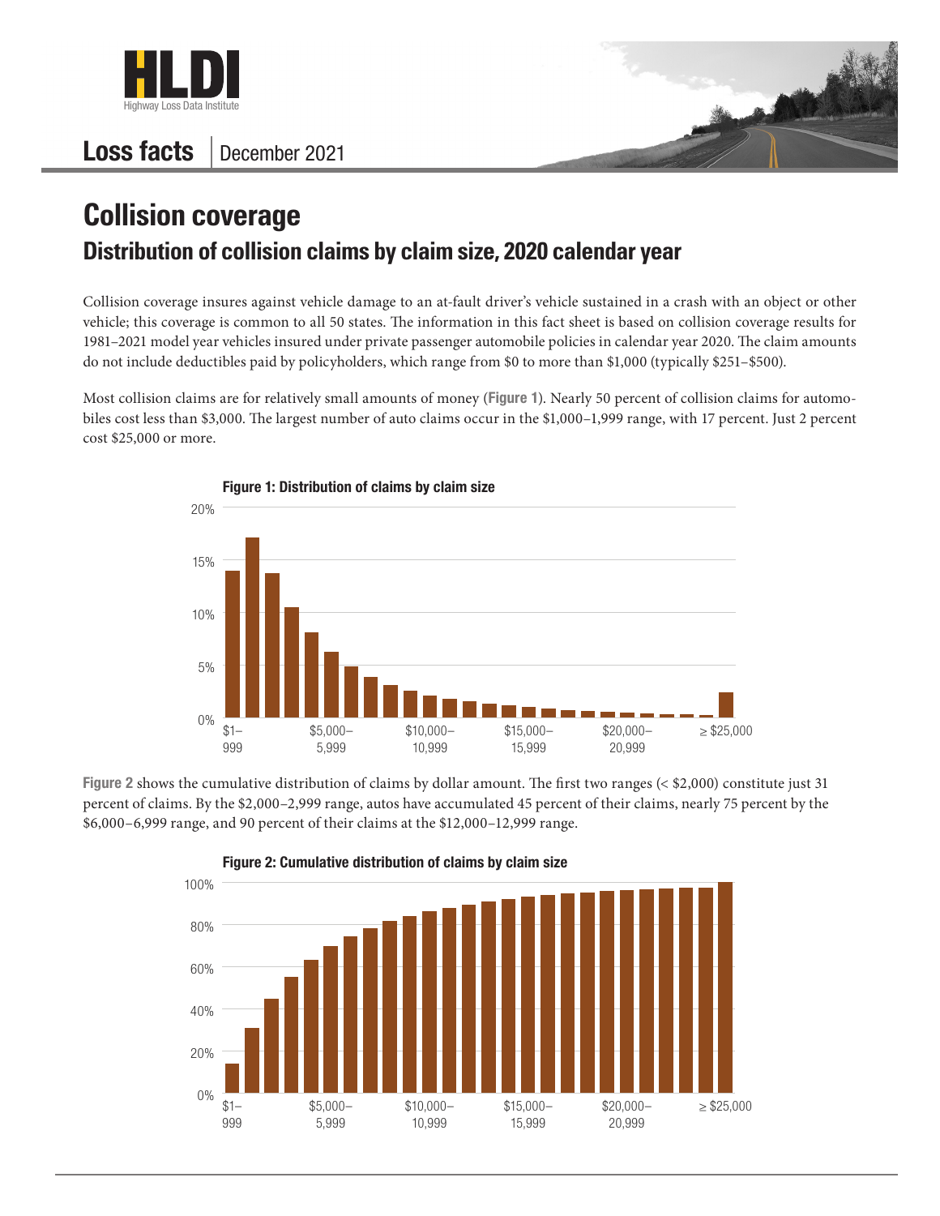# Loss facts | December 2021

## Collision coverage

### Distribution of collision claims by claim size, 2020 calendar year

Collision coverage insures against vehicle damage to an at-fault driver's vehicle sustained in a crash with an object or other vehicle; this coverage is common to all 50 states. The information in this fact sheet is based on collision coverage results for 1981–2021 model year vehicles insured under private passenger automobile policies in calendar year 2020. The claim amounts do not include deductibles paid by policyholders, which range from $0 to more than $1,000 (typically $251–$500).

Most collision claims are for relatively small amounts of money (**Figure 1**). Nearly 50 percent of collision claims for automobiles cost less than $3,000. The largest number of auto claims occur in the $1,000–1,999 range, with 17 percent. Just 2 percent cost $25,000 or more.

**Figure 1: Distribution of claims by claim size**

**Figure 2** shows the cumulative distribution of claims by dollar amount. The first two ranges (< $2,000) constitute just 31 percent of claims. By the $2,000–2,999 range, autos have accumulated 45 percent of their claims, nearly 75 percent by the $6,000–6,999 range, and 90 percent of their claims at the $12,000–12,999 range.

**Figure 2: Cumulative distribution of claims by claim size**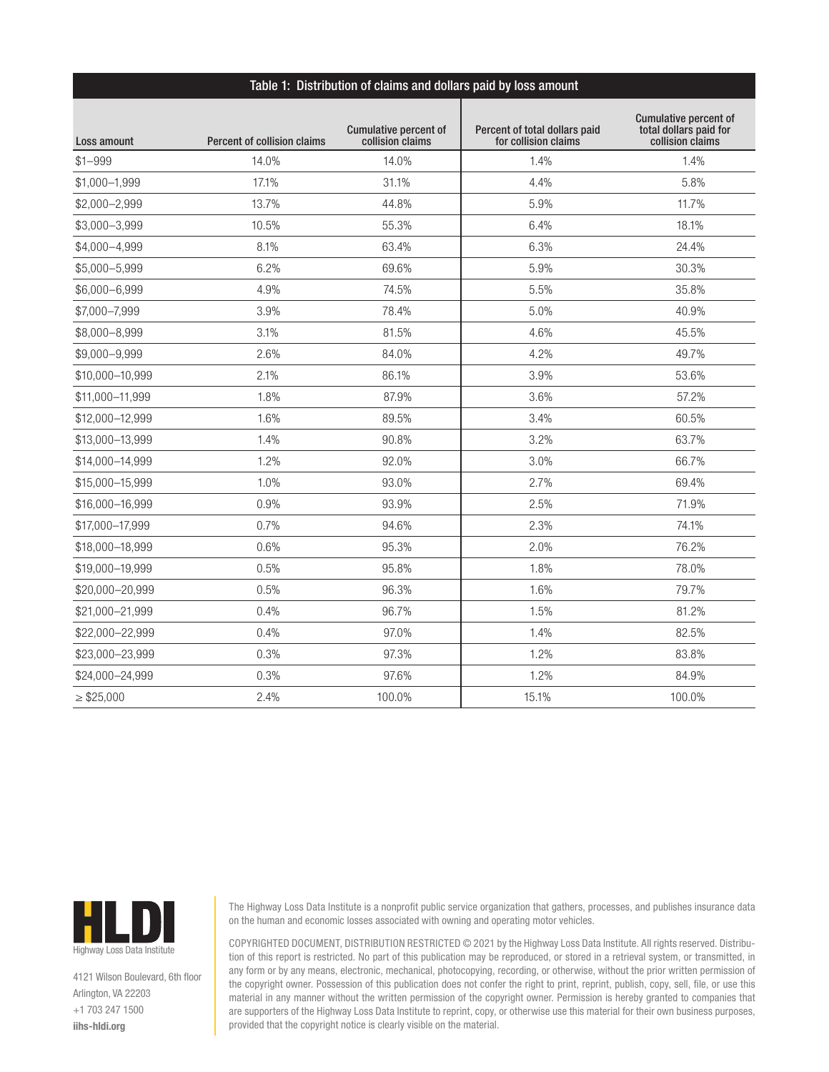| Table 1: Distribution of claims and dollars paid by loss amount | | | | |
|---|---|---|---|---|
| Loss amount | Percent of collision claims | Cumulative percent of collision claims | Percent of total dollars paid for collision claims | Cumulative percent of total dollars paid for collision claims |
| $1–999 | 14.0% | 14.0% | 1.4% | 1.4% |
| $1,000–1,999 | 17.1% | 31.1% | 4.4% | 5.8% |
| $2,000–2,999 | 13.7% | 44.8% | 5.9% | 11.7% |
| $3,000–3,999 | 10.5% | 55.3% | 6.4% | 18.1% |
| $4,000–4,999 | 8.1% | 63.4% | 6.3% | 24.4% |
| $5,000–5,999 | 6.2% | 69.6% | 5.9% | 30.3% |
| $6,000–6,999 | 4.9% | 74.5% | 5.5% | 35.8% |
| $7,000–7,999 | 3.9% | 78.4% | 5.0% | 40.9% |
| $8,000–8,999 | 3.1% | 81.5% | 4.6% | 45.5% |
| $9,000–9,999 | 2.6% | 84.0% | 4.2% | 49.7% |
| $10,000–10,999 | 2.1% | 86.1% | 3.9% | 53.6% |
| $11,000–11,999 | 1.8% | 87.9% | 3.6% | 57.2% |
| $12,000–12,999 | 1.6% | 89.5% | 3.4% | 60.5% |
| $13,000–13,999 | 1.4% | 90.8% | 3.2% | 63.7% |
| $14,000–14,999 | 1.2% | 92.0% | 3.0% | 66.7% |
| $15,000–15,999 | 1.0% | 93.0% | 2.7% | 69.4% |
| $16,000–16,999 | 0.9% | 93.9% | 2.5% | 71.9% |
| $17,000–17,999 | 0.7% | 94.6% | 2.3% | 74.1% |
| $18,000–18,999 | 0.6% | 95.3% | 2.0% | 76.2% |
| $19,000–19,999 | 0.5% | 95.8% | 1.8% | 78.0% |
| $20,000–20,999 | 0.5% | 96.3% | 1.6% | 79.7% |
| $21,000–21,999 | 0.4% | 96.7% | 1.5% | 81.2% |
| $22,000–22,999 | 0.4% | 97.0% | 1.4% | 82.5% |
| $23,000–23,999 | 0.3% | 97.3% | 1.2% | 83.8% |
| $24,000–24,999 | 0.3% | 97.6% | 1.2% | 84.9% |
| ≥ $25,000 | 2.4% | 100.0% | 15.1% | 100.0% |

HLDI
Highway Loss Data Institute

4121 Wilson Boulevard, 6th floor
Arlington, VA 22203
+1 703 247 1500
**iihs-hldi.org**

The Highway Loss Data Institute is a nonprofit public service organization that gathers, processes, and publishes insurance data on the human and economic losses associated with owning and operating motor vehicles.

COPYRIGHTED DOCUMENT, DISTRIBUTION RESTRICTED © 2021 by the Highway Loss Data Institute. All rights reserved. Distribution of this report is restricted. No part of this publication may be reproduced, or stored in a retrieval system, or transmitted, in any form or by any means, electronic, mechanical, photocopying, recording, or otherwise, without the prior written permission of the copyright owner. Possession of this publication does not confer the right to print, reprint, publish, copy, sell, file, or use this material in any manner without the written permission of the copyright owner. Permission is hereby granted to companies that are supporters of the Highway Loss Data Institute to reprint, copy, or otherwise use this material for their own business purposes, provided that the copyright notice is clearly visible on the material.